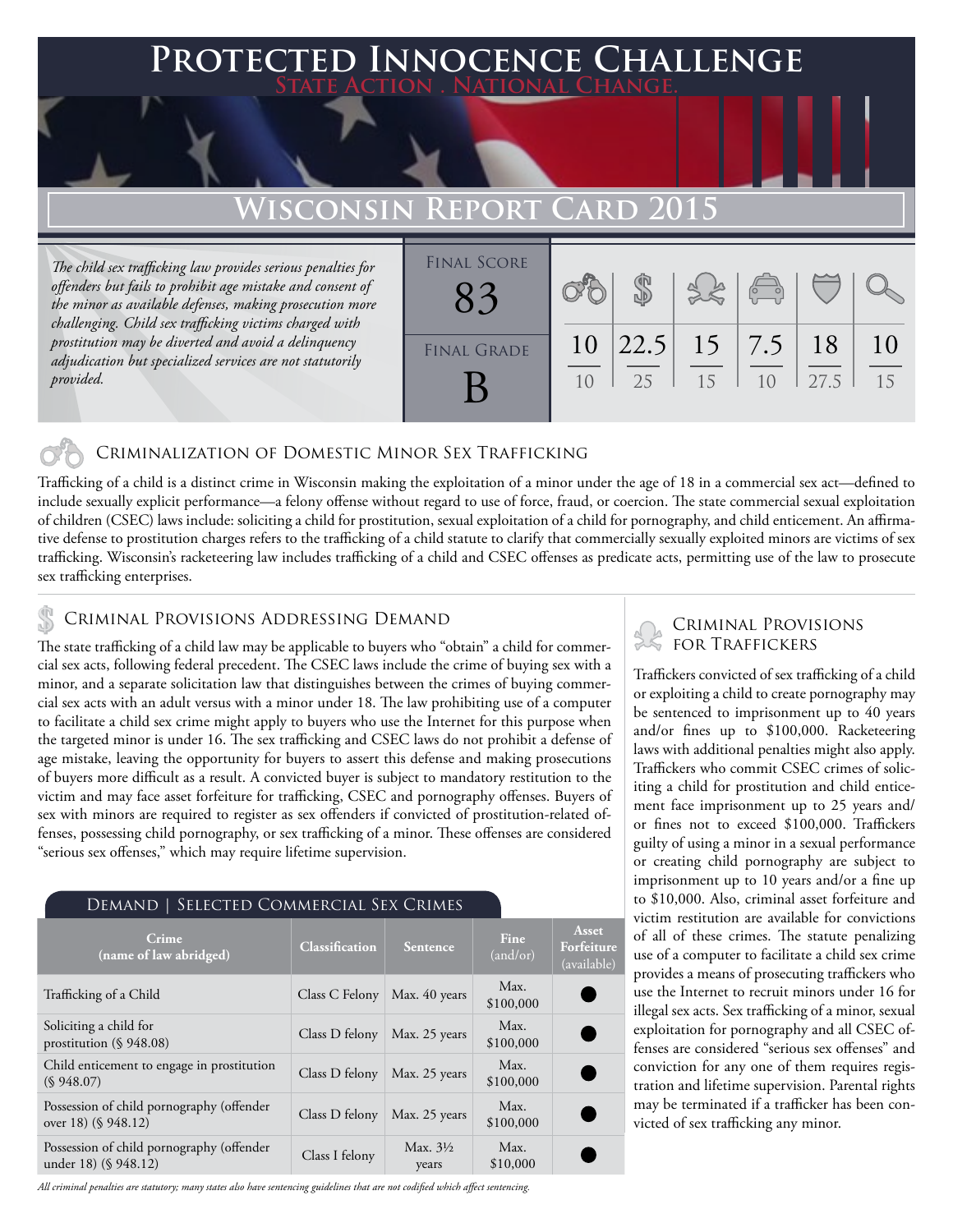# Protected Innocence Challenge

State Action . National Change.

## Wisconsin Report Card 2015

*The child sex trafficking law provides serious penalties for offenders but fails to prohibit age mistake and consent of the minor as available defenses, making prosecution more challenging. Child sex trafficking victims charged with prostitution may be diverted and avoid a delinquency adjudication but specialized services are not statutorily provided.*

| Final Score | | | | | | |
|---|---|---|---|---|---|---|
| 83 | 10 / 10 | 22.5 / 25 | 15 / 15 | 7.5 / 10 | 18 / 27.5 | 10 / 15 |

**Final Grade:** B

## Criminalization of Domestic Minor Sex Trafficking

Trafficking of a child is a distinct crime in Wisconsin making the exploitation of a minor under the age of 18 in a commercial sex act—defined to include sexually explicit performance—a felony offense without regard to use of force, fraud, or coercion. The state commercial sexual exploitation of children (CSEC) laws include: soliciting a child for prostitution, sexual exploitation of a child for pornography, and child enticement. An affirmative defense to prostitution charges refers to the trafficking of a child statute to clarify that commercially sexually exploited minors are victims of sex trafficking. Wisconsin's racketeering law includes trafficking of a child and CSEC offenses as predicate acts, permitting use of the law to prosecute sex trafficking enterprises.

## Criminal Provisions Addressing Demand

The state trafficking of a child law may be applicable to buyers who "obtain" a child for commercial sex acts, following federal precedent. The CSEC laws include the crime of buying sex with a minor, and a separate solicitation law that distinguishes between the crimes of buying commercial sex acts with an adult versus with a minor under 18. The law prohibiting use of a computer to facilitate a child sex crime might apply to buyers who use the Internet for this purpose when the targeted minor is under 16. The sex trafficking and CSEC laws do not prohibit a defense of age mistake, leaving the opportunity for buyers to assert this defense and making prosecutions of buyers more difficult as a result. A convicted buyer is subject to mandatory restitution to the victim and may face asset forfeiture for trafficking, CSEC and pornography offenses. Buyers of sex with minors are required to register as sex offenders if convicted of prostitution-related offenses, possessing child pornography, or sex trafficking of a minor. These offenses are considered "serious sex offenses," which may require lifetime supervision.

### Demand | Selected Commercial Sex Crimes

| Crime (name of law abridged) | Classification | Sentence | Fine (and/or) | Asset Forfeiture (available) |
|---|---|---|---|---|
| Trafficking of a Child | Class C Felony | Max. 40 years | Max. $100,000 | ● |
| Soliciting a child for prostitution (§ 948.08) | Class D felony | Max. 25 years | Max. $100,000 | ● |
| Child enticement to engage in prostitution (§ 948.07) | Class D felony | Max. 25 years | Max. $100,000 | ● |
| Possession of child pornography (offender over 18) (§ 948.12) | Class D felony | Max. 25 years | Max. $100,000 | ● |
| Possession of child pornography (offender under 18) (§ 948.12) | Class I felony | Max. 3½ years | Max. $10,000 | ● |

*All criminal penalties are statutory; many states also have sentencing guidelines that are not codified which affect sentencing.*

## Criminal Provisions for Traffickers

Traffickers convicted of sex trafficking of a child or exploiting a child to create pornography may be sentenced to imprisonment up to 40 years and/or fines up to $100,000. Racketeering laws with additional penalties might also apply. Traffickers who commit CSEC crimes of soliciting a child for prostitution and child enticement face imprisonment up to 25 years and/or fines not to exceed $100,000. Traffickers guilty of using a minor in a sexual performance or creating child pornography are subject to imprisonment up to 10 years and/or a fine up to $10,000. Also, criminal asset forfeiture and victim restitution are available for convictions of all of these crimes. The statute penalizing use of a computer to facilitate a child sex crime provides a means of prosecuting traffickers who use the Internet to recruit minors under 16 for illegal sex acts. Sex trafficking of a minor, sexual exploitation for pornography and all CSEC offenses are considered "serious sex offenses" and conviction for any one of them requires registration and lifetime supervision. Parental rights may be terminated if a trafficker has been convicted of sex trafficking any minor.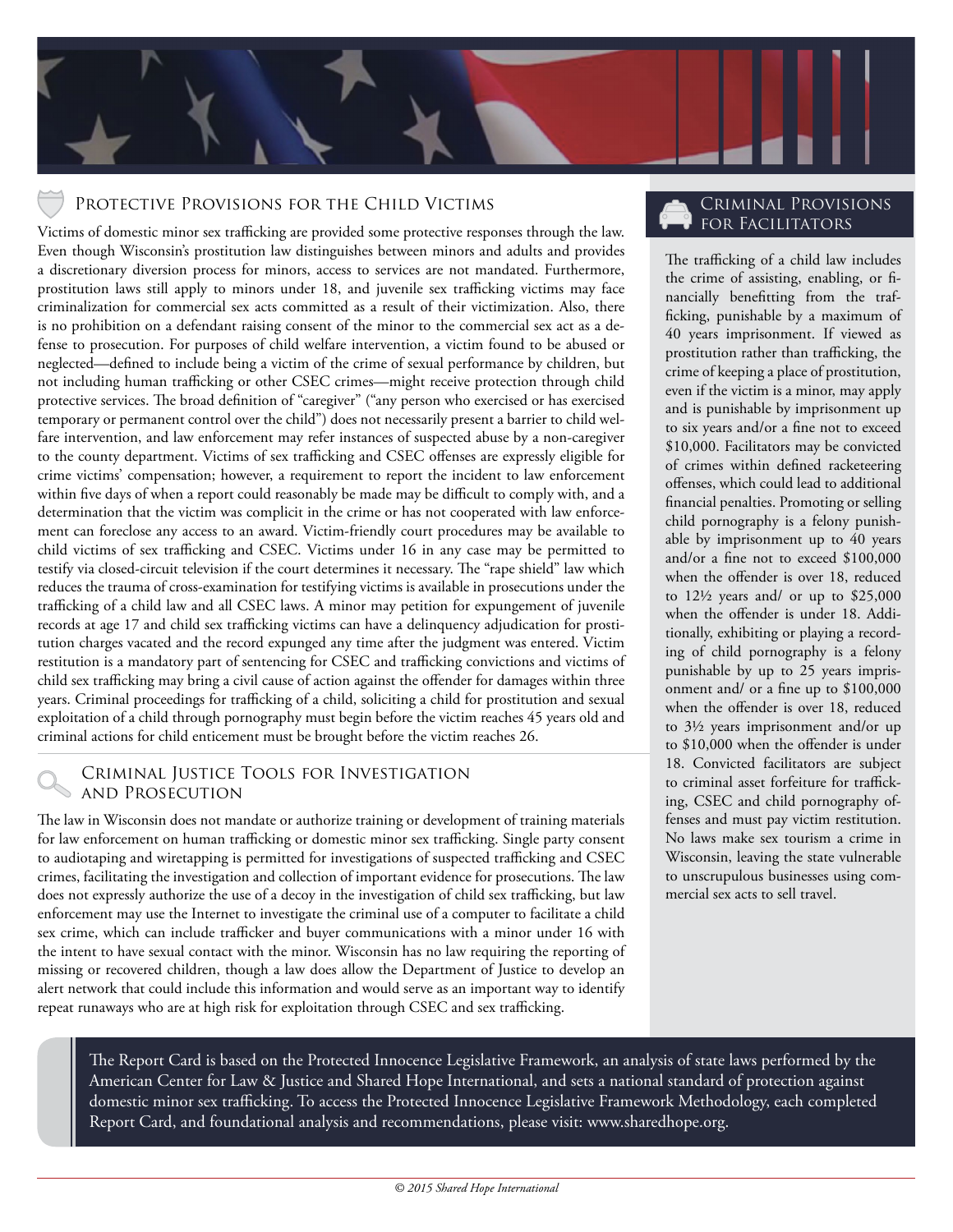## Protective Provisions for the Child Victims

Victims of domestic minor sex trafficking are provided some protective responses through the law. Even though Wisconsin's prostitution law distinguishes between minors and adults and provides a discretionary diversion process for minors, access to services are not mandated. Furthermore, prostitution laws still apply to minors under 18, and juvenile sex trafficking victims may face criminalization for commercial sex acts committed as a result of their victimization. Also, there is no prohibition on a defendant raising consent of the minor to the commercial sex act as a defense to prosecution. For purposes of child welfare intervention, a victim found to be abused or neglected—defined to include being a victim of the crime of sexual performance by children, but not including human trafficking or other CSEC crimes—might receive protection through child protective services. The broad definition of "caregiver" ("any person who exercised or has exercised temporary or permanent control over the child") does not necessarily present a barrier to child welfare intervention, and law enforcement may refer instances of suspected abuse by a non-caregiver to the county department. Victims of sex trafficking and CSEC offenses are expressly eligible for crime victims' compensation; however, a requirement to report the incident to law enforcement within five days of when a report could reasonably be made may be difficult to comply with, and a determination that the victim was complicit in the crime or has not cooperated with law enforcement can foreclose any access to an award. Victim-friendly court procedures may be available to child victims of sex trafficking and CSEC. Victims under 16 in any case may be permitted to testify via closed-circuit television if the court determines it necessary. The "rape shield" law which reduces the trauma of cross-examination for testifying victims is available in prosecutions under the trafficking of a child law and all CSEC laws. A minor may petition for expungement of juvenile records at age 17 and child sex trafficking victims can have a delinquency adjudication for prostitution charges vacated and the record expunged any time after the judgment was entered. Victim restitution is a mandatory part of sentencing for CSEC and trafficking convictions and victims of child sex trafficking may bring a civil cause of action against the offender for damages within three years. Criminal proceedings for trafficking of a child, soliciting a child for prostitution and sexual exploitation of a child through pornography must begin before the victim reaches 45 years old and criminal actions for child enticement must be brought before the victim reaches 26.

## Criminal Justice Tools for Investigation and Prosecution

The law in Wisconsin does not mandate or authorize training or development of training materials for law enforcement on human trafficking or domestic minor sex trafficking. Single party consent to audiotaping and wiretapping is permitted for investigations of suspected trafficking and CSEC crimes, facilitating the investigation and collection of important evidence for prosecutions. The law does not expressly authorize the use of a decoy in the investigation of child sex trafficking, but law enforcement may use the Internet to investigate the criminal use of a computer to facilitate a child sex crime, which can include trafficker and buyer communications with a minor under 16 with the intent to have sexual contact with the minor. Wisconsin has no law requiring the reporting of missing or recovered children, though a law does allow the Department of Justice to develop an alert network that could include this information and would serve as an important way to identify repeat runaways who are at high risk for exploitation through CSEC and sex trafficking.

## Criminal Provisions for Facilitators

The trafficking of a child law includes the crime of assisting, enabling, or financially benefitting from the trafficking, punishable by a maximum of 40 years imprisonment. If viewed as prostitution rather than trafficking, the crime of keeping a place of prostitution, even if the victim is a minor, may apply and is punishable by imprisonment up to six years and/or a fine not to exceed $10,000. Facilitators may be convicted of crimes within defined racketeering offenses, which could lead to additional financial penalties. Promoting or selling child pornography is a felony punishable by imprisonment up to 40 years and/or a fine not to exceed $100,000 when the offender is over 18, reduced to 12½ years and/ or up to $25,000 when the offender is under 18. Additionally, exhibiting or playing a recording of child pornography is a felony punishable by up to 25 years imprisonment and/ or a fine up to $100,000 when the offender is over 18, reduced to 3½ years imprisonment and/or up to $10,000 when the offender is under 18. Convicted facilitators are subject to criminal asset forfeiture for trafficking, CSEC and child pornography offenses and must pay victim restitution. No laws make sex tourism a crime in Wisconsin, leaving the state vulnerable to unscrupulous businesses using commercial sex acts to sell travel.

The Report Card is based on the Protected Innocence Legislative Framework, an analysis of state laws performed by the American Center for Law & Justice and Shared Hope International, and sets a national standard of protection against domestic minor sex trafficking. To access the Protected Innocence Legislative Framework Methodology, each completed Report Card, and foundational analysis and recommendations, please visit: www.sharedhope.org.

*© 2015 Shared Hope International*